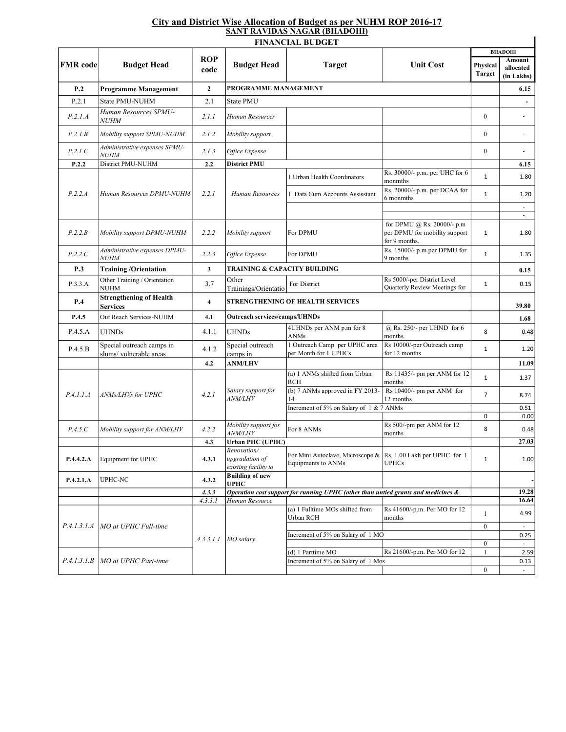## City and District Wise Allocation of Budget as per NUHM ROP 2016-17

### SANT RAVIDAS NAGAR (BHADOHI)

### FINANCIAL BUDGET

| FMR code | Budget Head | ROP code | Budget Head | Target | Unit Cost | BHADOHI | |
|---|---|---|---|---|---|---|---|
| | | | | | | Physical Target | Amount allocated (in Lakhs) |
| **P.2** | **Programme Management** | **2** | **PROGRAMME MANAGEMENT** | | | | **6.15** |
| P.2.1 | State PMU-NUHM | 2.1 | State PMU | | | | - |
| *P.2.1.A* | *Human Resources SPMU-NUHM* | *2.1.1* | *Human Resources* | | | 0 | - |
| *P.2.1.B* | *Mobility support SPMU-NUHM* | *2.1.2* | *Mobility support* | | | 0 | - |
| *P.2.1.C* | *Administrative expenses SPMU-NUHM* | *2.1.3* | *Office Expense* | | | 0 | - |
| **P.2.2** | District PMU-NUHM | **2.2** | **District PMU** | | | | **6.15** |
| *P.2.2.A* | *Human Resources DPMU-NUHM* | *2.2.1* | *Human Resources* | 1 Urban Health Coordinators | Rs. 30000/- p.m. per UHC for 6 monmths | 1 | 1.80 |
| | | | | 1 Data Cum Accounts Assisstant | Rs. 20000/- p.m. per DCAA for 6 monmths | 1 | 1.20 |
| | | | | | | | - |
| | | | | | | | - |
| *P.2.2.B* | *Mobility support DPMU-NUHM* | *2.2.2* | *Mobility support* | For DPMU | for DPMU @ Rs. 20000/- p.m per DPMU for mobility support for 9 months. | 1 | 1.80 |
| *P.2.2.C* | *Administrative expenses DPMU-NUHM* | *2.2.3* | *Office Expense* | For DPMU | Rs. 15000/- p.m.per DPMU for 9 months | 1 | 1.35 |
| **P.3** | **Training /Orientation** | **3** | **TRAINING & CAPACITY BUILDING** | | | | **0.15** |
| P.3.3.A | Other Training / Orientation NUHM | 3.7 | Other Trainings/Orientatio | For District | Rs 5000/-per District Level Quarterly Review Meetings for | 1 | 0.15 |
| **P.4** | **Strengthening of Health Services** | **4** | **STRENGTHENING OF HEALTH SERVICES** | | | | **39.80** |
| **P.4.5** | Out Reach Services-NUHM | **4.1** | **Outreach services/camps/UHNDs** | | | | **1.68** |
| P.4.5.A | UHNDs | 4.1.1 | UHNDs | 4UHNDs per ANM p.m for 8 ANMs | @ Rs. 250/- per UHND for 6 months. | 8 | 0.48 |
| P.4.5.B | Special outreach camps in slums/ vulnerable areas | 4.1.2 | Special outreach camps in | 1 Outreach Camp per UPHC area per Month for 1 UPHCs | Rs 10000/-per Outreach camp for 12 months | 1 | 1.20 |
| | | **4.2** | **ANM/LHV** | | | | **11.09** |
| *P.4.1.1.A* | *ANMs/LHVs for UPHC* | *4.2.1* | *Salary support for ANM/LHV* | (a) 1 ANMs shifted from Urban RCH | Rs 11435/- pm per ANM for 12 months | 1 | 1.37 |
| | | | | (b) 7 ANMs approved in FY 2013-14 | Rs 10400/- pm per ANM for 12 months | 7 | 8.74 |
| | | | | Increment of 5% on Salary of 1 & 7 ANMs | | | 0.51 |
| | | | | | | 0 | 0.00 |
| *P.4.5.C* | *Mobility support for ANM/LHV* | *4.2.2* | *Mobility support for ANM/LHV* | For 8 ANMs | Rs 500/-pm per ANM for 12 months | 8 | 0.48 |
| | | **4.3** | **Urban PHC (UPHC)** | | | | **27.03** |
| **P.4.4.2.A** | Equipment for UPHC | **4.3.1** | *Renovation/ upgradation of existing facility to* | For Mini Autoclave, Microscope & Equipments to ANMs | Rs. 1.00 Lakh per UPHC for 1 UPHCs | 1 | 1.00 |
| **P.4.2.1.A** | UPHC-NC | **4.3.2** | **Building of new UPHC** | | | | - |
| | | *4.3.3* | ***Operation cost support for running UPHC (other than untied grants and medicines &*** | | | | **19.28** |
| | | *4.3.3.1* | *Human Resource* | | | | **16.64** |
| *P.4.1.3.1.A* | *MO at UPHC Full-time* | *4.3.3.1.1* | *MO salary* | (a) 1 Fulltime MOs shifted from Urban RCH | Rs 41600/-p.m. Per MO for 12 months | 1 | 4.99 |
| | | | | | | 0 | - |
| | | | | Increment of 5% on Salary of 1 MO | | | 0.25 |
| | | | | | | 0 | - |
| *P.4.1.3.1.B* | *MO at UPHC Part-time* | | | (d) 1 Parttime MO | Rs 21600/-p.m. Per MO for 12 | 1 | 2.59 |
| | | | | Increment of 5% on Salary of 1 Mos | | | 0.13 |
| | | | | | | 0 | - |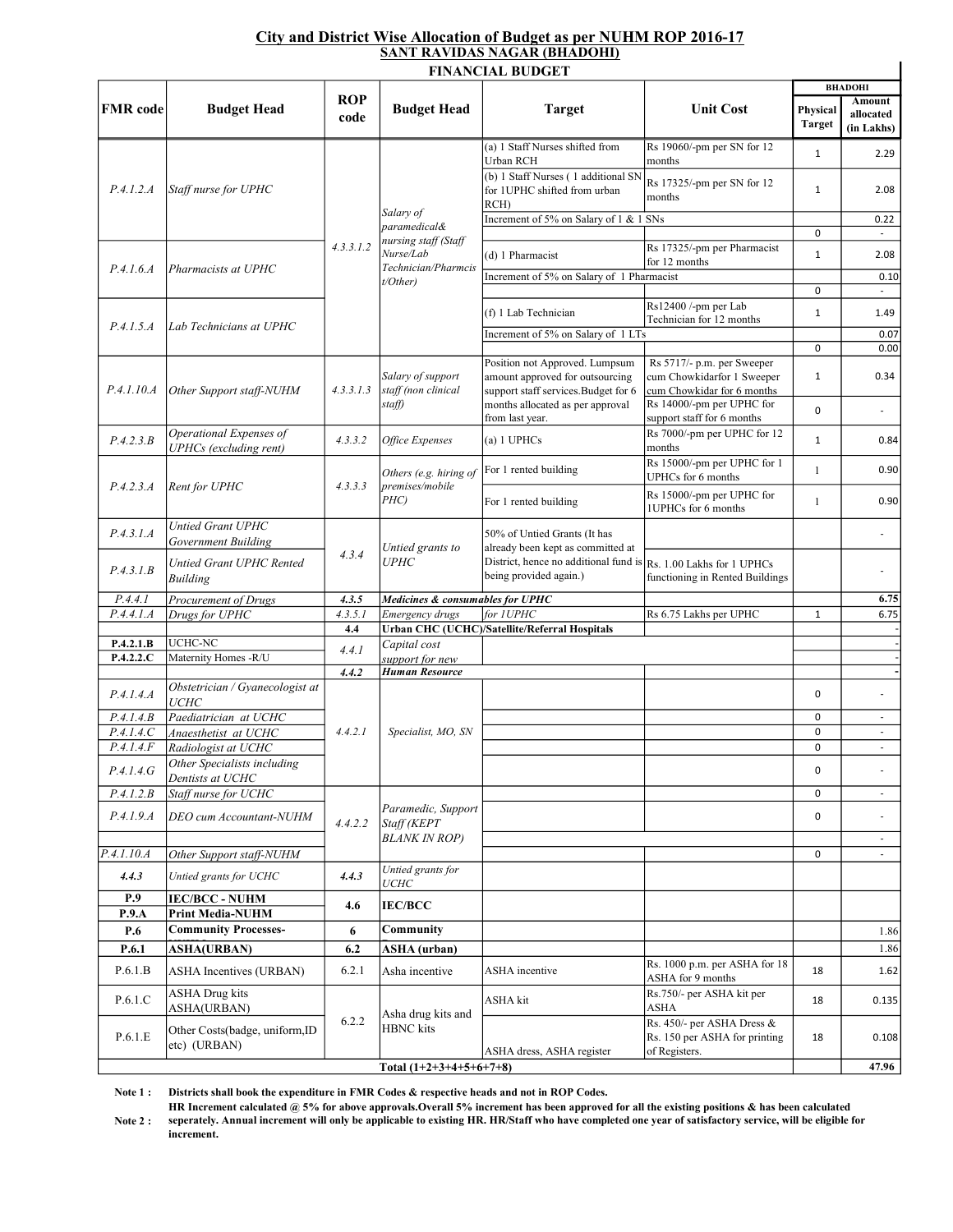## City and District Wise Allocation of Budget as per NUHM ROP 2016-17

### SANT RAVIDAS NAGAR (BHADOHI)

### FINANCIAL BUDGET

| FMR code | Budget Head | ROP code | Budget Head | Target | Unit Cost | BHADOHI Physical Target | BHADOHI Amount allocated (in Lakhs) |
|---|---|---|---|---|---|---|---|
| *P.4.1.2.A* | *Staff nurse for UPHC* | *4.3.3.1.2* | *Salary of paramedical& nursing staff (Staff Nurse/Lab Technician/Pharmcist/Other)* | (a) 1 Staff Nurses shifted from Urban RCH | Rs 19060/-pm per SN for 12 months | 1 | 2.29 |
| | | | | (b) 1 Staff Nurses ( 1 additional SN for 1UPHC shifted from urban RCH) | Rs 17325/-pm per SN for 12 months | 1 | 2.08 |
| | | | | Increment of 5% on Salary of 1 & 1 SNs | | | 0.22 |
| | | | | | | 0 | - |
| *P.4.1.6.A* | *Pharmacists at UPHC* | | | (d) 1 Pharmacist | Rs 17325/-pm per Pharmacist for 12 months | 1 | 2.08 |
| | | | | Increment of 5% on Salary of 1 Pharmacist | | | 0.10 |
| | | | | | | 0 | - |
| *P.4.1.5.A* | *Lab Technicians at UPHC* | | | (f) 1 Lab Technician | Rs12400 /-pm per Lab Technician for 12 months | 1 | 1.49 |
| | | | | Increment of 5% on Salary of 1 LTs | | | 0.07 |
| | | | | | | 0 | 0.00 |
| *P.4.1.10.A* | *Other Support staff-NUHM* | *4.3.3.1.3* | *Salary of support staff (non clinical staff)* | Position not Approved. Lumpsum amount approved for outsourcing support staff services.Budget for 6 months allocated as per approval from last year. | Rs 5717/- p.m. per Sweeper cum Chowkidarfor 1 Sweeper cum Chowkidar for 6 months | 1 | 0.34 |
| | | | | | Rs 14000/-pm per UPHC for support staff for 6 months | 0 | - |
| *P.4.2.3.B* | *Operational Expenses of UPHCs (excluding rent)* | *4.3.3.2* | *Office Expenses* | (a) 1 UPHCs | Rs 7000/-pm per UPHC for 12 months | 1 | 0.84 |
| *P.4.2.3.A* | *Rent for UPHC* | *4.3.3.3* | *Others (e.g. hiring of premises/mobile PHC)* | For 1 rented building | Rs 15000/-pm per UPHC for 1 UPHCs for 6 months | 1 | 0.90 |
| | | | | For 1 rented building | Rs 15000/-pm per UPHC for 1UPHCs for 6 months | 1 | 0.90 |
| *P.4.3.1.A* | *Untied Grant UPHC Government Building* | *4.3.4* | *Untied grants to UPHC* | 50% of Untied Grants (It has already been kept as committed at District, hence no additional fund is being provided again.) | | | - |
| *P.4.3.1.B* | *Untied Grant UPHC Rented Building* | | | | Rs. 1.00 Lakhs for 1 UPHCs functioning in Rented Buildings | | - |
| *P.4.4.1* | *Procurement of Drugs* | ***4.3.5*** | ***Medicines & consumables for UPHC*** | | | | **6.75** |
| *P.4.4.1.A* | *Drugs for UPHC* | *4.3.5.1* | *Emergency drugs* | *for 1UPHC* | Rs 6.75 Lakhs per UPHC | 1 | 6.75 |
| | | **4.4** | **Urban CHC (UCHC)/Satellite/Referral Hospitals** | | | | - |
| **P.4.2.1.B** | UCHC-NC | *4.4.1* | *Capital cost support for new* | | | | - |
| **P.4.2.2.C** | Maternity Homes -R/U | | | | | | - |
| | | ***4.4.2*** | ***Human Resource*** | | | | **-** |
| *P.4.1.4.A* | *Obstetrician / Gyanecologist at UCHC* | *4.4.2.1* | *Specialist, MO, SN* | | | 0 | - |
| *P.4.1.4.B* | *Paediatrician at UCHC* | | | | | 0 | - |
| *P.4.1.4.C* | *Anaesthetist at UCHC* | | | | | 0 | - |
| *P.4.1.4.F* | *Radiologist at UCHC* | | | | | 0 | - |
| *P.4.1.4.G* | *Other Specialists including Dentists at UCHC* | | | | | 0 | - |
| *P.4.1.2.B* | *Staff nurse for UCHC* | *4.4.2.2* | *Paramedic, Support Staff (KEPT BLANK IN ROP)* | | | 0 | - |
| *P.4.1.9.A* | *DEO cum Accountant-NUHM* | | | | | 0 | - |
| | | | | | | | - |
| *P.4.1.10.A* | *Other Support staff-NUHM* | | | | | 0 | - |
| ***4.4.3*** | *Untied grants for UCHC* | ***4.4.3*** | *Untied grants for UCHC* | | | | |
| **P.9** | **IEC/BCC - NUHM** | **4.6** | **IEC/BCC** | | | | |
| **P.9.A** | **Print Media-NUHM** | | | | | | |
| **P.6** | **Community Processes-** | **6** | **Community** | | | | 1.86 |
| **P.6.1** | **ASHA(URBAN)** | **6.2** | **ASHA (urban)** | | | | 1.86 |
| P.6.1.B | ASHA Incentives (URBAN) | 6.2.1 | Asha incentive | ASHA incentive | Rs. 1000 p.m. per ASHA for 18 ASHA for 9 months | 18 | 1.62 |
| P.6.1.C | ASHA Drug kits ASHA(URBAN) | 6.2.2 | Asha drug kits and HBNC kits | ASHA kit | Rs.750/- per ASHA kit per ASHA | 18 | 0.135 |
| P.6.1.E | Other Costs(badge, uniform,ID etc) (URBAN) | | | ASHA dress, ASHA register | Rs. 450/- per ASHA Dress & Rs. 150 per ASHA for printing of Registers. | 18 | 0.108 |
| | | | **Total (1+2+3+4+5+6+7+8)** | | | | **47.96** |

**Note 1 :** **Districts shall book the expenditure in FMR Codes & respective heads and not in ROP Codes.**

**Note 2 :** **HR Increment calculated @ 5% for above approvals.Overall 5% increment has been approved for all the existing positions & has been calculated seperately. Annual increment will only be applicable to existing HR. HR/Staff who have completed one year of satisfactory service, will be eligible for increment.**